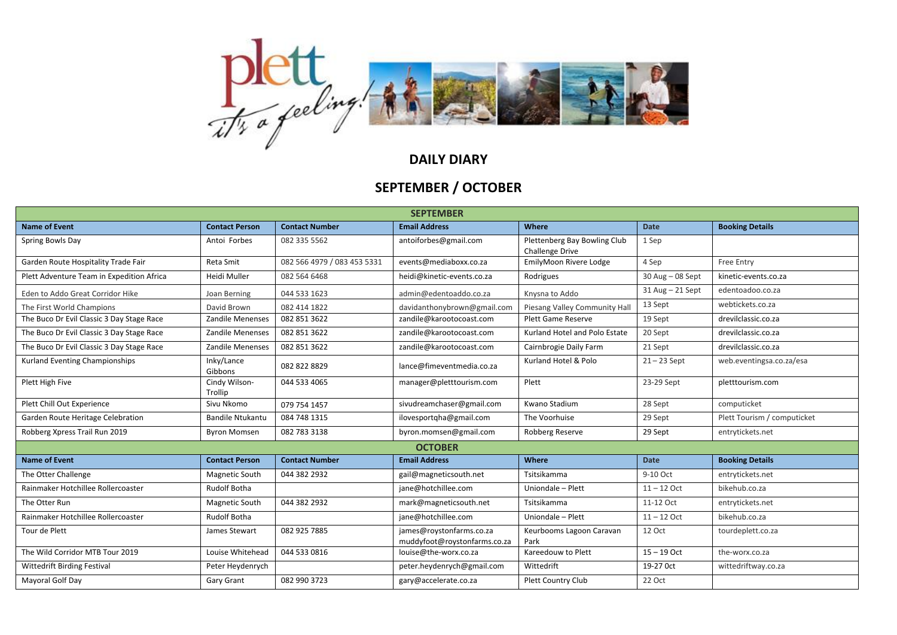## DAILY DIARY

## SEPTEMBER / OCTOBER

| SEPTEMBER | | | | | | |
|---|---|---|---|---|---|---|
| **Name of Event** | **Contact Person** | **Contact Number** | **Email Address** | **Where** | **Date** | **Booking Details** |
| Spring Bowls Day | Antoi Forbes | 082 335 5562 | antoiforbes@gmail.com | Plettenberg Bay Bowling Club Challenge Drive | 1 Sep | |
| Garden Route Hospitality Trade Fair | Reta Smit | 082 566 4979 / 083 453 5331 | events@mediaboxx.co.za | EmilyMoon Rivere Lodge | 4 Sep | Free Entry |
| Plett Adventure Team in Expedition Africa | Heidi Muller | 082 564 6468 | heidi@kinetic-events.co.za | Rodrigues | 30 Aug – 08 Sept | kinetic-events.co.za |
| Eden to Addo Great Corridor Hike | Joan Berning | 044 533 1623 | admin@edentoaddo.co.za | Knysna to Addo | 31 Aug – 21 Sept | edentoadoo.co.za |
| The First World Champions | David Brown | 082 414 1822 | davidanthonybrown@gmail.com | Piesang Valley Community Hall | 13 Sept | webtickets.co.za |
| The Buco Dr Evil Classic 3 Day Stage Race | Zandile Menenses | 082 851 3622 | zandile@karootocoast.com | Plett Game Reserve | 19 Sept | drevilclassic.co.za |
| The Buco Dr Evil Classic 3 Day Stage Race | Zandile Menenses | 082 851 3622 | zandile@karootocoast.com | Kurland Hotel and Polo Estate | 20 Sept | drevilclassic.co.za |
| The Buco Dr Evil Classic 3 Day Stage Race | Zandile Menenses | 082 851 3622 | zandile@karootocoast.com | Cairnbrogie Daily Farm | 21 Sept | drevilclassic.co.za |
| Kurland Eventing Championships | Inky/Lance Gibbons | 082 822 8829 | lance@fimeventmedia.co.za | Kurland Hotel & Polo | 21 – 23 Sept | web.eventingsa.co.za/esa |
| Plett High Five | Cindy Wilson-Trollip | 044 533 4065 | manager@pletttourism.com | Plett | 23-29 Sept | pletttourism.com |
| Plett Chill Out Experience | Sivu Nkomo | 079 754 1457 | sivudreamchaser@gmail.com | Kwano Stadium | 28 Sept | computicket |
| Garden Route Heritage Celebration | Bandile Ntukantu | 084 748 1315 | ilovesportqha@gmail.com | The Voorhuise | 29 Sept | Plett Tourism / computicket |
| Robberg Xpress Trail Run 2019 | Byron Momsen | 082 783 3138 | byron.momsen@gmail.com | Robberg Reserve | 29 Sept | entrytickets.net |
| **OCTOBER** | | | | | | |
| **Name of Event** | **Contact Person** | **Contact Number** | **Email Address** | **Where** | **Date** | **Booking Details** |
| The Otter Challenge | Magnetic South | 044 382 2932 | gail@magneticsouth.net | Tsitsikamma | 9-10 Oct | entrytickets.net |
| Rainmaker Hotchillee Rollercoaster | Rudolf Botha | | jane@hotchillee.com | Uniondale – Plett | 11 – 12 Oct | bikehub.co.za |
| The Otter Run | Magnetic South | 044 382 2932 | mark@magneticsouth.net | Tsitsikamma | 11-12 Oct | entrytickets.net |
| Rainmaker Hotchillee Rollercoaster | Rudolf Botha | | jane@hotchillee.com | Uniondale – Plett | 11 – 12 Oct | bikehub.co.za |
| Tour de Plett | James Stewart | 082 925 7885 | james@roystonfarms.co.za muddyfoot@roystonfarms.co.za | Keurbooms Lagoon Caravan Park | 12 Oct | tourdeplett.co.za |
| The Wild Corridor MTB Tour 2019 | Louise Whitehead | 044 533 0816 | louise@the-worx.co.za | Kareedouw to Plett | 15 – 19 Oct | the-worx.co.za |
| Wittedrift Birding Festival | Peter Heydenrych | | peter.heydenrych@gmail.com | Wittedrift | 19-27 0ct | wittedriftway.co.za |
| Mayoral Golf Day | Gary Grant | 082 990 3723 | gary@accelerate.co.za | Plett Country Club | 22 Oct | |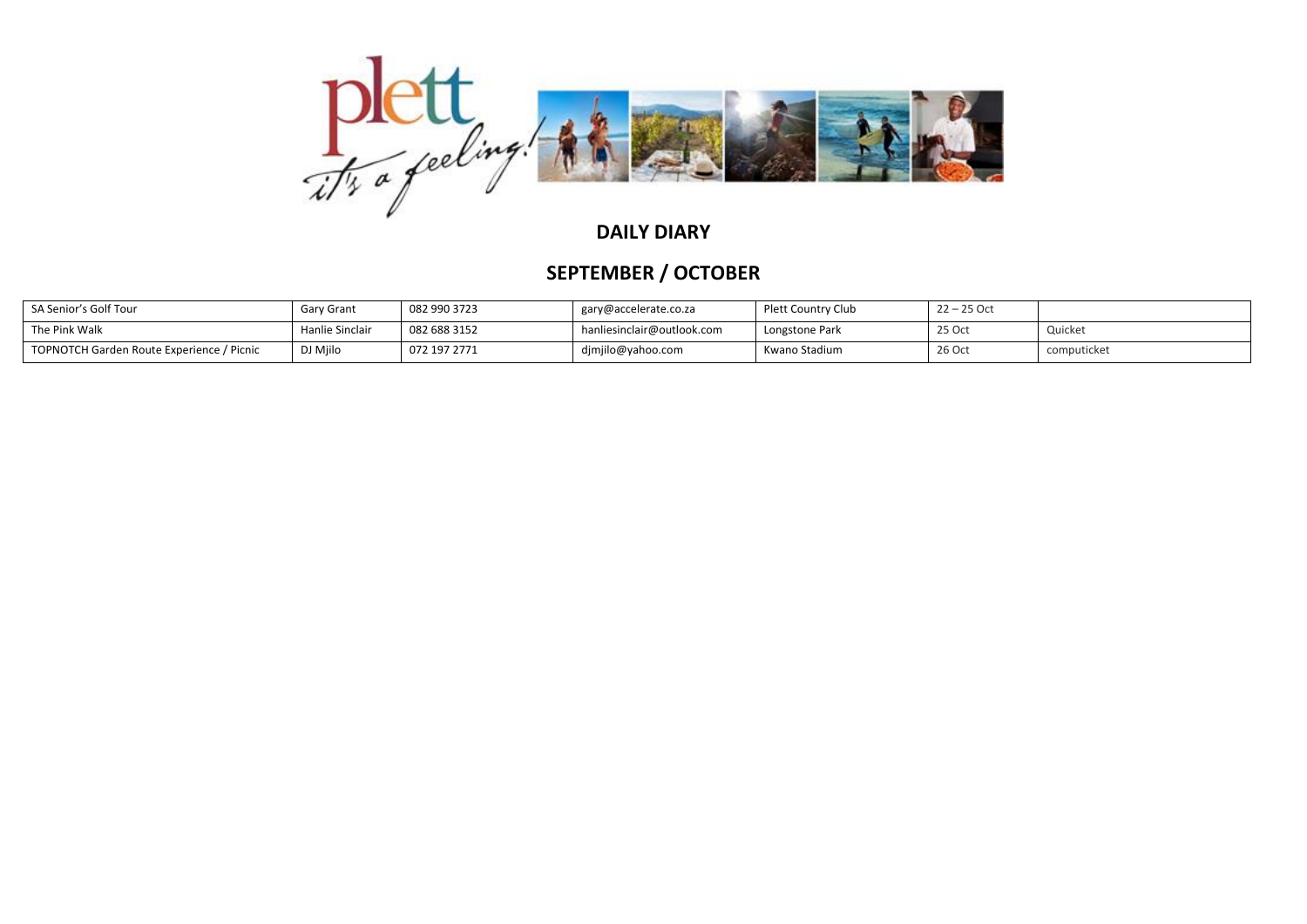## DAILY DIARY

## SEPTEMBER / OCTOBER

| | | | | | | |
|---|---|---|---|---|---|---|
| SA Senior's Golf Tour | Gary Grant | 082 990 3723 | gary@accelerate.co.za | Plett Country Club | 22 – 25 Oct | |
| The Pink Walk | Hanlie Sinclair | 082 688 3152 | hanliesinclair@outlook.com | Longstone Park | 25 Oct | Quicket |
| TOPNOTCH Garden Route Experience / Picnic | DJ Mjilo | 072 197 2771 | djmjilo@yahoo.com | Kwano Stadium | 26 Oct | computicket |